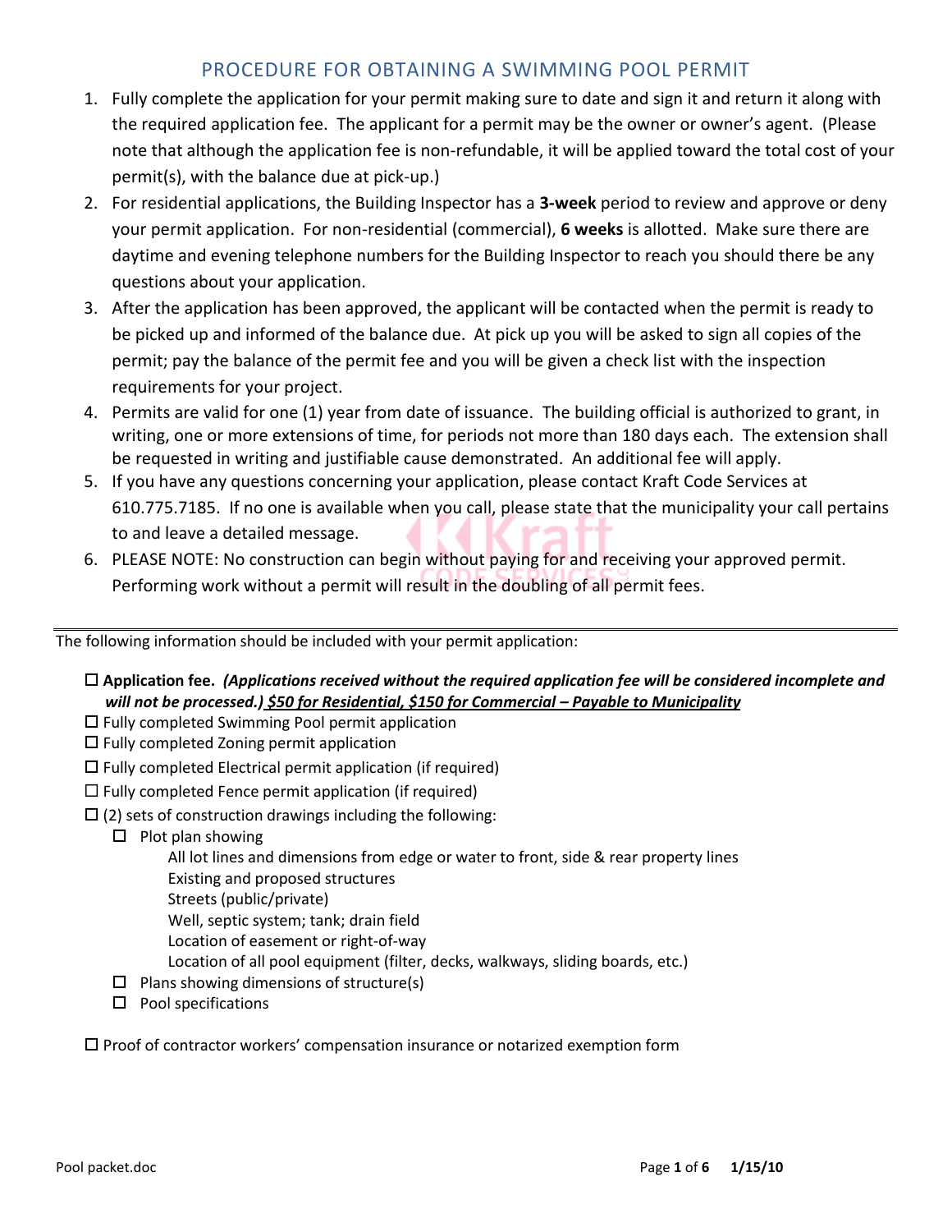# PROCEDURE FOR OBTAINING A SWIMMING POOL PERMIT

1. Fully complete the application for your permit making sure to date and sign it and return it along with the required application fee. The applicant for a permit may be the owner or owner's agent. (Please note that although the application fee is non-refundable, it will be applied toward the total cost of your permit(s), with the balance due at pick-up.)
2. For residential applications, the Building Inspector has a **3-week** period to review and approve or deny your permit application. For non-residential (commercial), **6 weeks** is allotted. Make sure there are daytime and evening telephone numbers for the Building Inspector to reach you should there be any questions about your application.
3. After the application has been approved, the applicant will be contacted when the permit is ready to be picked up and informed of the balance due. At pick up you will be asked to sign all copies of the permit; pay the balance of the permit fee and you will be given a check list with the inspection requirements for your project.
4. Permits are valid for one (1) year from date of issuance. The building official is authorized to grant, in writing, one or more extensions of time, for periods not more than 180 days each. The extension shall be requested in writing and justifiable cause demonstrated. An additional fee will apply.
5. If you have any questions concerning your application, please contact Kraft Code Services at 610.775.7185. If no one is available when you call, please state that the municipality your call pertains to and leave a detailed message.
6. PLEASE NOTE: No construction can begin without paying for and receiving your approved permit. Performing work without a permit will result in the doubling of all permit fees.

---

The following information should be included with your permit application:

- ☐ **Application fee.** ***(Applications received without the required application fee will be considered incomplete and will not be processed.)*** ***$50 for Residential, $150 for Commercial – Payable to Municipality***
- ☐ Fully completed Swimming Pool permit application
- ☐ Fully completed Zoning permit application
- ☐ Fully completed Electrical permit application (if required)
- ☐ Fully completed Fence permit application (if required)
- ☐ (2) sets of construction drawings including the following:
  - ☐ Plot plan showing
    - All lot lines and dimensions from edge or water to front, side & rear property lines
    - Existing and proposed structures
    - Streets (public/private)
    - Well, septic system; tank; drain field
    - Location of easement or right-of-way
    - Location of all pool equipment (filter, decks, walkways, sliding boards, etc.)
  - ☐ Plans showing dimensions of structure(s)
  - ☐ Pool specifications
- ☐ Proof of contractor workers' compensation insurance or notarized exemption form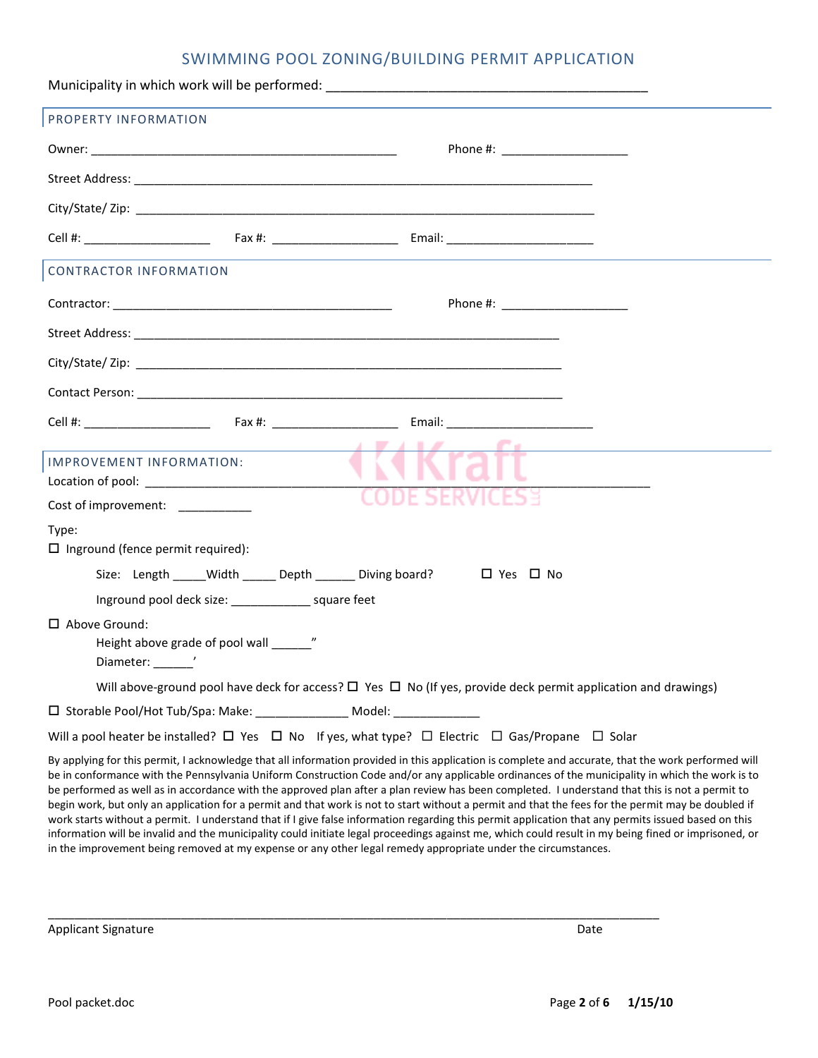# SWIMMING POOL ZONING/BUILDING PERMIT APPLICATION

Municipality in which work will be performed: _______________________________________________

## PROPERTY INFORMATION

Owner: _____________________________________________ Phone #: ___________________

Street Address: ___________________________________________________________________

City/State/ Zip: ___________________________________________________________________

Cell #: ___________________ Fax #: ___________________ Email: ______________________

## CONTRACTOR INFORMATION

Contractor: _________________________________________ Phone #: ___________________

Street Address: ______________________________________________________________

City/State/ Zip: ______________________________________________________________

Contact Person: ______________________________________________________________

Cell #: ___________________ Fax #: ___________________ Email: ______________________

## IMPROVEMENT INFORMATION:

Location of pool: ___________________________________________________________________________

Cost of improvement: ___________

Type:

☐ Inground (fence permit required):

Size: Length _____Width _____ Depth ______ Diving board? ☐ Yes ☐ No

Inground pool deck size: ____________ square feet

☐ Above Ground:

Height above grade of pool wall ______"

Diameter: ______'

Will above-ground pool have deck for access? ☐ Yes ☐ No (If yes, provide deck permit application and drawings)

☐ Storable Pool/Hot Tub/Spa: Make: ______________ Model: _____________

Will a pool heater be installed? ☐ Yes ☐ No If yes, what type? ☐ Electric ☐ Gas/Propane ☐ Solar

By applying for this permit, I acknowledge that all information provided in this application is complete and accurate, that the work performed will be in conformance with the Pennsylvania Uniform Construction Code and/or any applicable ordinances of the municipality in which the work is to be performed as well as in accordance with the approved plan after a plan review has been completed. I understand that this is not a permit to begin work, but only an application for a permit and that work is not to start without a permit and that the fees for the permit may be doubled if work starts without a permit. I understand that if I give false information regarding this permit application that any permits issued based on this information will be invalid and the municipality could initiate legal proceedings against me, which could result in my being fined or imprisoned, or in the improvement being removed at my expense or any other legal remedy appropriate under the circumstances.

_____________________________________________________________________________________

Applicant Signature Date

Pool packet.doc 1/15/10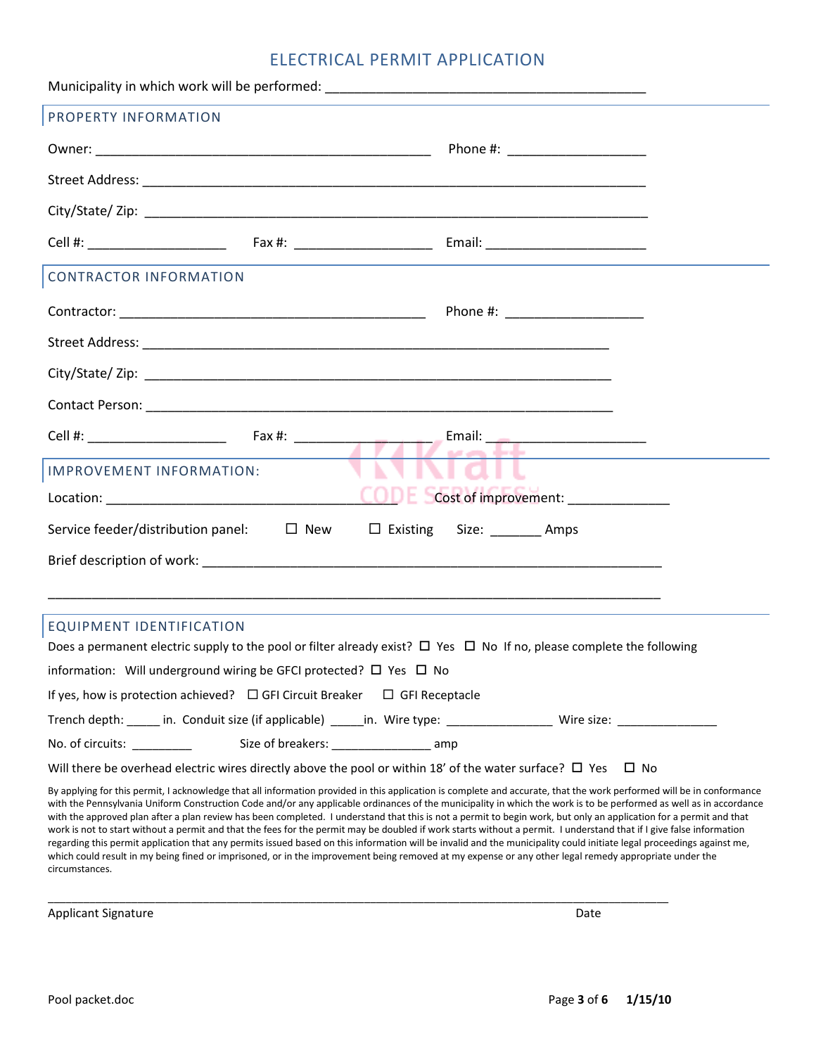# ELECTRICAL PERMIT APPLICATION

Municipality in which work will be performed: ___________________________________________

## PROPERTY INFORMATION

Owner: _____________________________________________ Phone #: ___________________

Street Address: ____________________________________________________________________

City/State/ Zip: ____________________________________________________________________

Cell #: ___________________ Fax #: ___________________ Email: ______________________

## CONTRACTOR INFORMATION

Contractor: _________________________________________ Phone #: ___________________

Street Address: ______________________________________________________________

City/State/ Zip: ______________________________________________________________

Contact Person: ______________________________________________________________

Cell #: ___________________ Fax #: ___________________ Email: ______________________

## IMPROVEMENT INFORMATION:

Location: ____________________________________ Cost of improvement: ______________

Service feeder/distribution panel: ☐ New ☐ Existing Size: _______ Amps

Brief description of work: ______________________________________________________________

_____________________________________________________________________________________

## EQUIPMENT IDENTIFICATION

Does a permanent electric supply to the pool or filter already exist? ☐ Yes ☐ No If no, please complete the following information: Will underground wiring be GFCI protected? ☐ Yes ☐ No

If yes, how is protection achieved? ☐ GFI Circuit Breaker ☐ GFI Receptacle

Trench depth: _____ in. Conduit size (if applicable) _____in. Wire type: ________________ Wire size: _______________

No. of circuits: _________ Size of breakers: _______________ amp

Will there be overhead electric wires directly above the pool or within 18' of the water surface? ☐ Yes ☐ No

By applying for this permit, I acknowledge that all information provided in this application is complete and accurate, that the work performed will be in conformance with the Pennsylvania Uniform Construction Code and/or any applicable ordinances of the municipality in which the work is to be performed as well as in accordance with the approved plan after a plan review has been completed. I understand that this is not a permit to begin work, but only an application for a permit and that work is not to start without a permit and that the fees for the permit may be doubled if work starts without a permit. I understand that if I give false information regarding this permit application that any permits issued based on this information will be invalid and the municipality could initiate legal proceedings against me, which could result in my being fined or imprisoned, or in the improvement being removed at my expense or any other legal remedy appropriate under the circumstances.

_____________________________________________________________________________________

Applicant Signature Date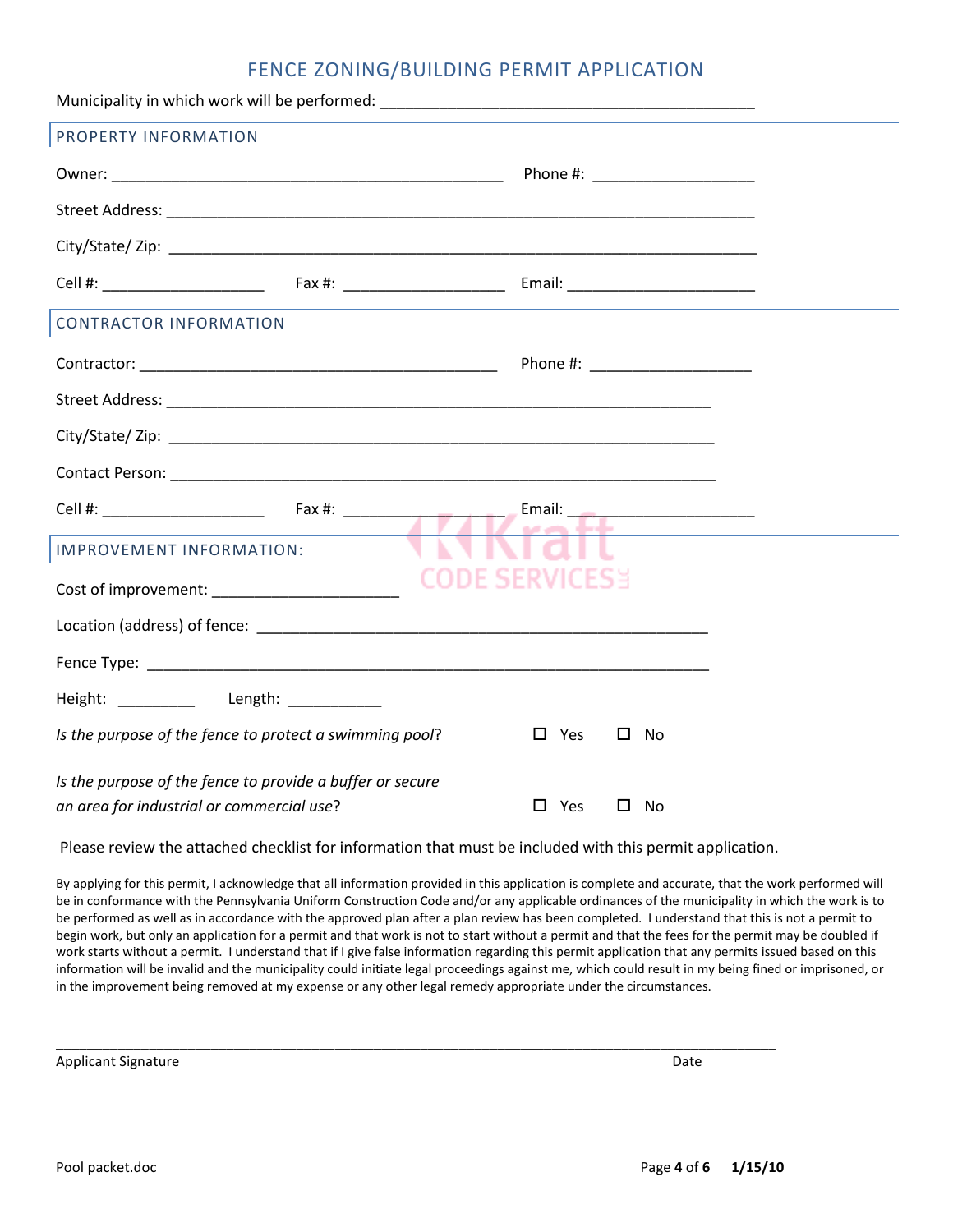# FENCE ZONING/BUILDING PERMIT APPLICATION

Municipality in which work will be performed: ____________________________________________

## PROPERTY INFORMATION

Owner: ______________________________________________ Phone #: ___________________

Street Address: ______________________________________________________________________

City/State/ Zip: ______________________________________________________________________

Cell #: ___________________ Fax #: ___________________ Email: ______________________

## CONTRACTOR INFORMATION

Contractor: ________________________________________ Phone #: ___________________

Street Address: ________________________________________________________________

City/State/ Zip: ________________________________________________________________

Contact Person: ________________________________________________________________

Cell #: ___________________ Fax #: ___________________ Email: ______________________

## IMPROVEMENT INFORMATION:

Cost of improvement: _____________________

Location (address) of fence: ______________________________________________________

Fence Type: ___________________________________________________________________

Height: _________ Length: ___________

*Is the purpose of the fence to protect a swimming pool*? ☐ Yes ☐ No

*Is the purpose of the fence to provide a buffer or secure an area for industrial or commercial use*? ☐ Yes ☐ No

Please review the attached checklist for information that must be included with this permit application.

By applying for this permit, I acknowledge that all information provided in this application is complete and accurate, that the work performed will be in conformance with the Pennsylvania Uniform Construction Code and/or any applicable ordinances of the municipality in which the work is to be performed as well as in accordance with the approved plan after a plan review has been completed. I understand that this is not a permit to begin work, but only an application for a permit and that work is not to start without a permit and that the fees for the permit may be doubled if work starts without a permit. I understand that if I give false information regarding this permit application that any permits issued based on this information will be invalid and the municipality could initiate legal proceedings against me, which could result in my being fined or imprisoned, or in the improvement being removed at my expense or any other legal remedy appropriate under the circumstances.

_____________________________________________________________________________________

Applicant Signature Date

Pool packet.doc 1/15/10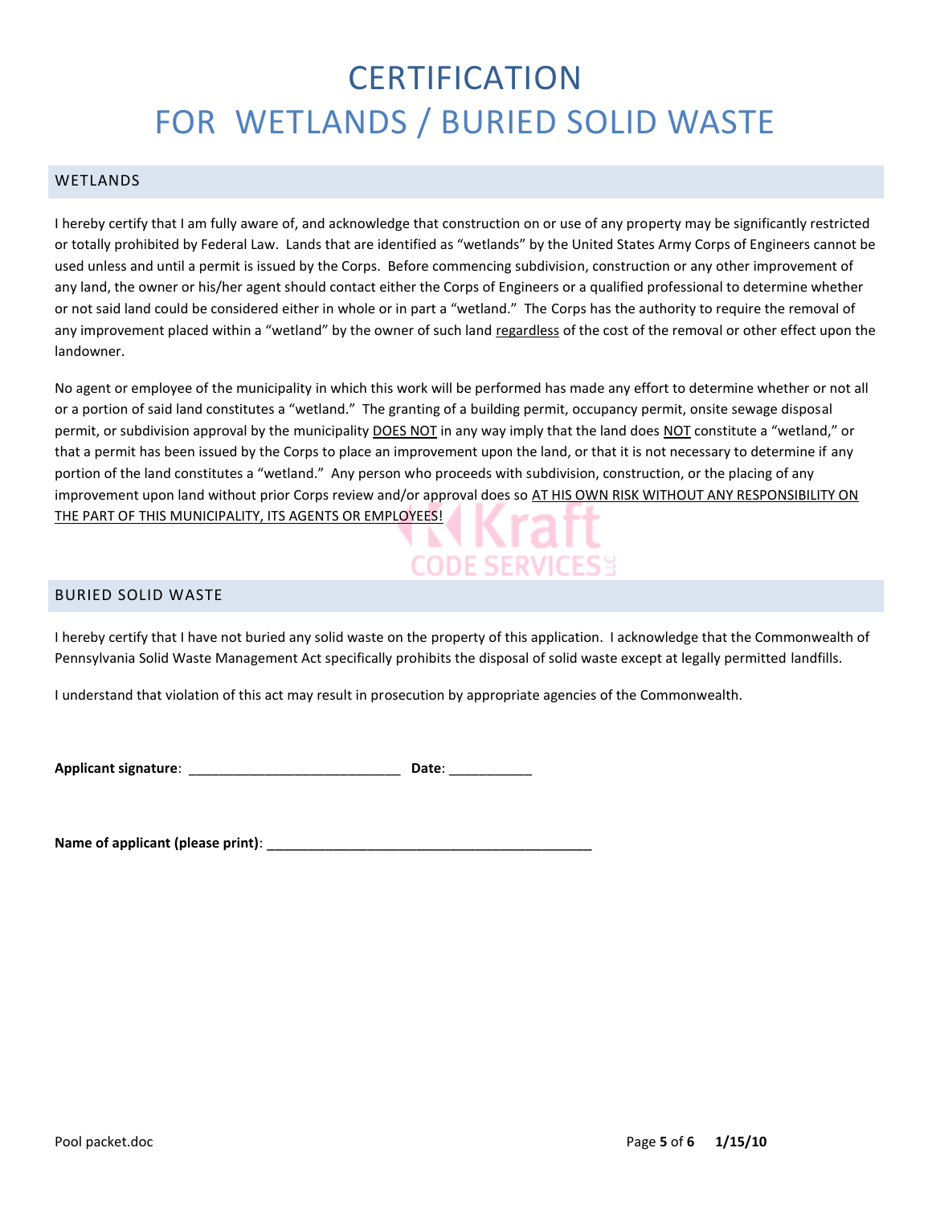# CERTIFICATION
# FOR WETLANDS / BURIED SOLID WASTE

## WETLANDS

I hereby certify that I am fully aware of, and acknowledge that construction on or use of any property may be significantly restricted or totally prohibited by Federal Law. Lands that are identified as "wetlands" by the United States Army Corps of Engineers cannot be used unless and until a permit is issued by the Corps. Before commencing subdivision, construction or any other improvement of any land, the owner or his/her agent should contact either the Corps of Engineers or a qualified professional to determine whether or not said land could be considered either in whole or in part a "wetland." The Corps has the authority to require the removal of any improvement placed within a "wetland" by the owner of such land regardless of the cost of the removal or other effect upon the landowner.

No agent or employee of the municipality in which this work will be performed has made any effort to determine whether or not all or a portion of said land constitutes a "wetland." The granting of a building permit, occupancy permit, onsite sewage disposal permit, or subdivision approval by the municipality DOES NOT in any way imply that the land does NOT constitute a "wetland," or that a permit has been issued by the Corps to place an improvement upon the land, or that it is not necessary to determine if any portion of the land constitutes a "wetland." Any person who proceeds with subdivision, construction, or the placing of any improvement upon land without prior Corps review and/or approval does so AT HIS OWN RISK WITHOUT ANY RESPONSIBILITY ON THE PART OF THIS MUNICIPALITY, ITS AGENTS OR EMPLOYEES!

## BURIED SOLID WASTE

I hereby certify that I have not buried any solid waste on the property of this application. I acknowledge that the Commonwealth of Pennsylvania Solid Waste Management Act specifically prohibits the disposal of solid waste except at legally permitted landfills.

I understand that violation of this act may result in prosecution by appropriate agencies of the Commonwealth.

**Applicant signature**: ____________________________ **Date**: ___________

**Name of applicant (please print)**: ___________________________________________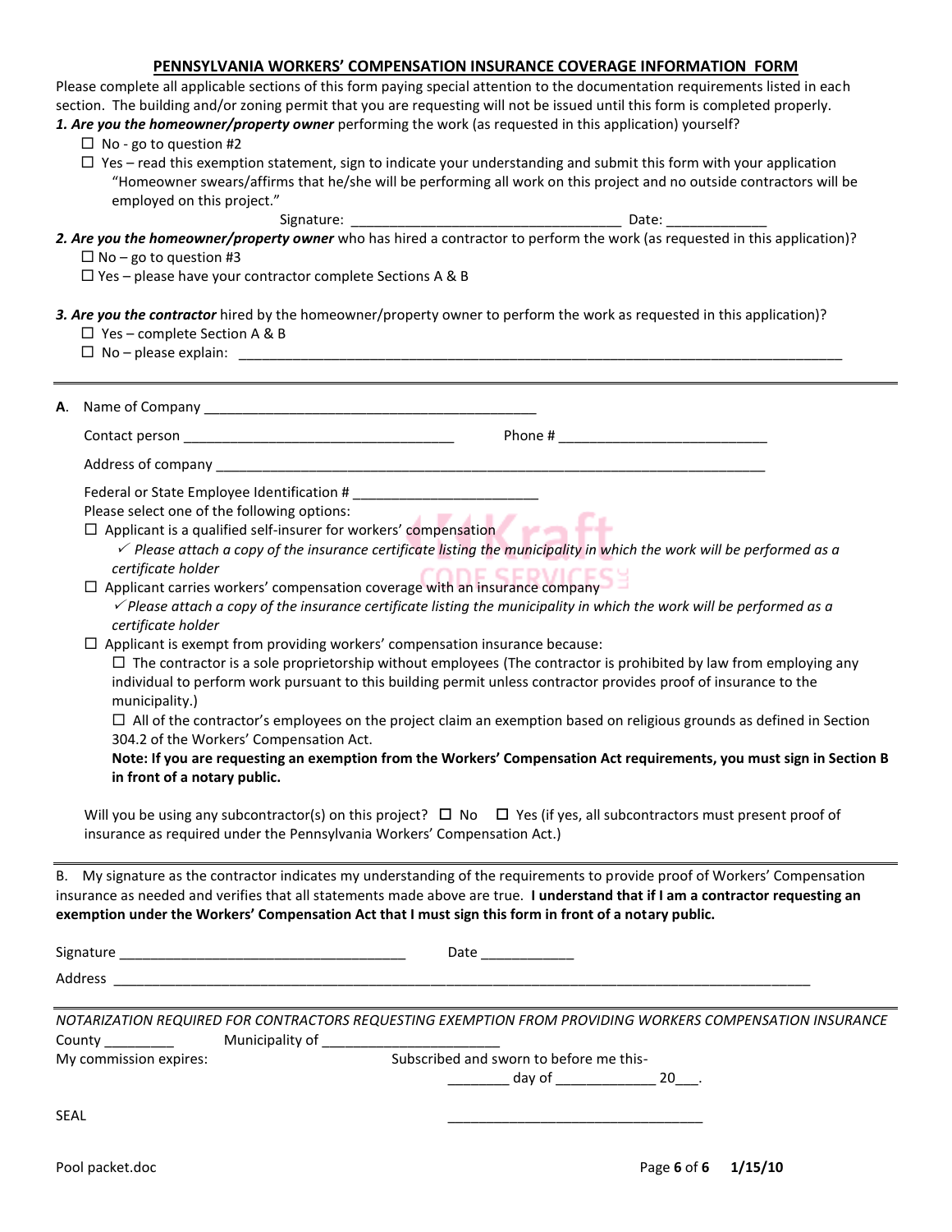## PENNSYLVANIA WORKERS' COMPENSATION INSURANCE COVERAGE INFORMATION FORM

Please complete all applicable sections of this form paying special attention to the documentation requirements listed in each section. The building and/or zoning permit that you are requesting will not be issued until this form is completed properly.

***1. Are you the homeowner/property owner*** performing the work (as requested in this application) yourself?

- ☐ No - go to question #2
- ☐ Yes – read this exemption statement, sign to indicate your understanding and submit this form with your application "Homeowner swears/affirms that he/she will be performing all work on this project and no outside contractors will be employed on this project."

Signature: ___________________________________ Date: _____________

***2. Are you the homeowner/property owner*** who has hired a contractor to perform the work (as requested in this application)?

- ☐ No – go to question #3
- ☐ Yes – please have your contractor complete Sections A & B

***3. Are you the contractor*** hired by the homeowner/property owner to perform the work as requested in this application)?

- ☐ Yes – complete Section A & B
- ☐ No – please explain: ___________________________________________________________________________________

---

**A**. Name of Company ____________________________________________

Contact person ___________________________________ Phone # ___________________________

Address of company ___________________________________________________________________________

Federal or State Employee Identification # ________________________

Please select one of the following options:

- ☐ Applicant is a qualified self-insurer for workers' compensation
  - ✓ *Please attach a copy of the insurance certificate listing the municipality in which the work will be performed as a certificate holder*
- ☐ Applicant carries workers' compensation coverage with an insurance company
  - ✓ *Please attach a copy of the insurance certificate listing the municipality in which the work will be performed as a certificate holder*
- ☐ Applicant is exempt from providing workers' compensation insurance because:
  - ☐ The contractor is a sole proprietorship without employees (The contractor is prohibited by law from employing any individual to perform work pursuant to this building permit unless contractor provides proof of insurance to the municipality.)
  - ☐ All of the contractor's employees on the project claim an exemption based on religious grounds as defined in Section 304.2 of the Workers' Compensation Act.

**Note: If you are requesting an exemption from the Workers' Compensation Act requirements, you must sign in Section B in front of a notary public.**

Will you be using any subcontractor(s) on this project? ☐ No ☐ Yes (if yes, all subcontractors must present proof of insurance as required under the Pennsylvania Workers' Compensation Act.)

---

B. My signature as the contractor indicates my understanding of the requirements to provide proof of Workers' Compensation insurance as needed and verifies that all statements made above are true. **I understand that if I am a contractor requesting an exemption under the Workers' Compensation Act that I must sign this form in front of a notary public.**

Signature _____________________________________ Date ____________

Address ___________________________________________________________________________________________

---

*NOTARIZATION REQUIRED FOR CONTRACTORS REQUESTING EXEMPTION FROM PROVIDING WORKERS COMPENSATION INSURANCE*

County _________ Municipality of ______________________

My commission expires: Subscribed and sworn to before me this-

________ day of _____________ 20___.

SEAL _________________________________

Pool packet.doc 1/15/10